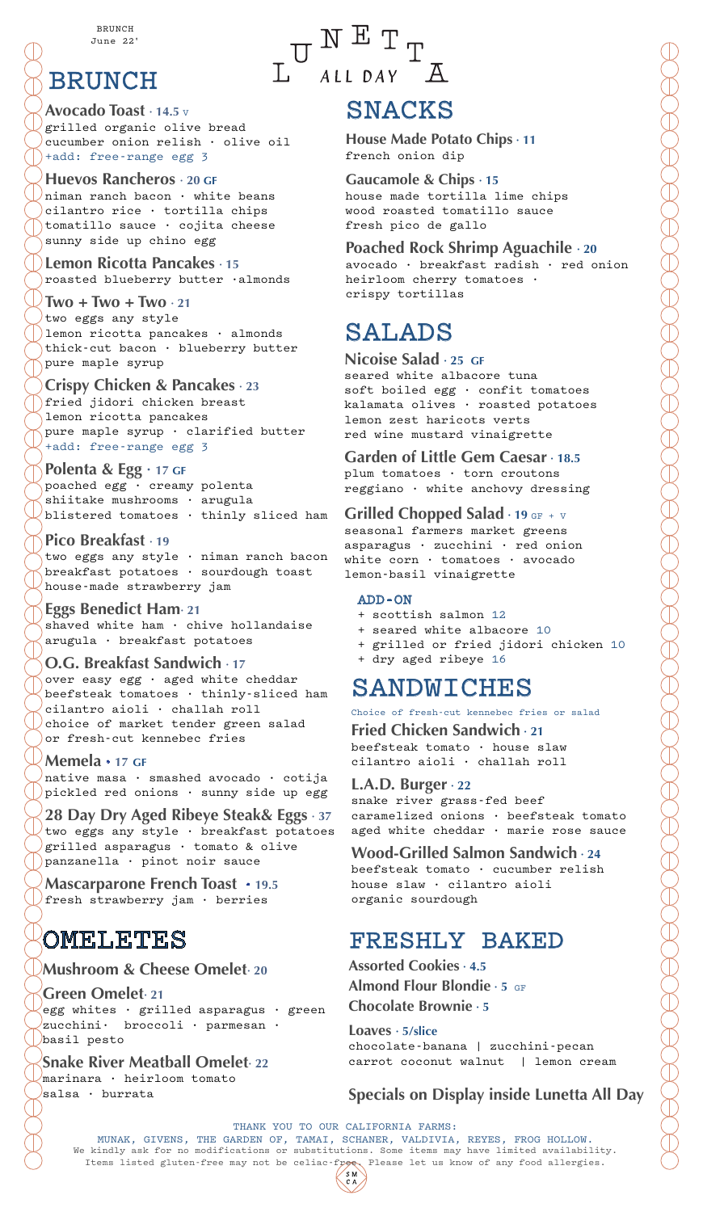BRUNCH
June 22'

# LUNETTA ALL DAY

## BRUNCH

**Avocado Toast** · **14.5** V
grilled organic olive bread
cucumber onion relish · olive oil
+add: free-range egg 3

**Huevos Rancheros** · **20 GF**
niman ranch bacon · white beans
cilantro rice · tortilla chips
tomatillo sauce · cojita cheese
sunny side up chino egg

**Lemon Ricotta Pancakes** · **15**
roasted blueberry butter ·almonds

**Two + Two + Two** · **21**
two eggs any style
lemon ricotta pancakes · almonds
thick-cut bacon · blueberry butter
pure maple syrup

**Crispy Chicken & Pancakes** · **23**
fried jidori chicken breast
lemon ricotta pancakes
pure maple syrup · clarified butter
+add: free-range egg 3

**Polenta & Egg** · **17 GF**
poached egg · creamy polenta
shiitake mushrooms · arugula
blistered tomatoes · thinly sliced ham

**Pico Breakfast** · **19**
two eggs any style · niman ranch bacon
breakfast potatoes · sourdough toast
house-made strawberry jam

**Eggs Benedict Ham**· **21**
shaved white ham · chive hollandaise
arugula · breakfast potatoes

**O.G. Breakfast Sandwich** · **17**
over easy egg · aged white cheddar
beefsteak tomatoes · thinly-sliced ham
cilantro aioli · challah roll
choice of market tender green salad
or fresh-cut kennebec fries

**Memela** • **17 GF**
native masa · smashed avocado · cotija
pickled red onions · sunny side up egg

**28 Day Dry Aged Ribeye Steak& Eggs** · **37**
two eggs any style · breakfast potatoes
grilled asparagus · tomato & olive
panzanella · pinot noir sauce

**Mascarparone French Toast** • **19.5**
fresh strawberry jam · berries

## OMELETES

**Mushroom & Cheese Omelet**· **20**

**Green Omelet**· **21**
egg whites · grilled asparagus · green
zucchini· broccoli · parmesan ·
basil pesto

**Snake River Meatball Omelet**· **22**
marinara · heirloom tomato
salsa · burrata

## SNACKS

**House Made Potato Chips** · **11**
french onion dip

**Gaucamole & Chips** · **15**
house made tortilla lime chips
wood roasted tomatillo sauce
fresh pico de gallo

**Poached Rock Shrimp Aguachile** · **20**
avocado · breakfast radish · red onion
heirloom cherry tomatoes ·
crispy tortillas

## SALADS

**Nicoise Salad** · **25 GF**
seared white albacore tuna
soft boiled egg · confit tomatoes
kalamata olives · roasted potatoes
lemon zest haricots verts
red wine mustard vinaigrette

**Garden of Little Gem Caesar** · **18.5**
plum tomatoes · torn croutons
reggiano · white anchovy dressing

**Grilled Chopped Salad** · **19** GF + V
seasonal farmers market greens
asparagus · zucchini · red onion
white corn · tomatoes · avocado
lemon-basil vinaigrette

### ADD-ON

- + scottish salmon 12
- + seared white albacore 10
- + grilled or fried jidori chicken 10
- + dry aged ribeye 16

## SANDWICHES

Choice of fresh-cut kennebec fries or salad

**Fried Chicken Sandwich** · **21**
beefsteak tomato · house slaw
cilantro aioli · challah roll

**L.A.D. Burger** · **22**
snake river grass-fed beef
caramelized onions · beefsteak tomato
aged white cheddar · marie rose sauce

**Wood-Grilled Salmon Sandwich** · **24**
beefsteak tomato · cucumber relish
house slaw · cilantro aioli
organic sourdough

## FRESHLY BAKED

**Assorted Cookies** · **4.5**

**Almond Flour Blondie** · **5** GF

**Chocolate Brownie** · **5**

**Loaves** · **5/slice**
chocolate-banana | zucchini-pecan
carrot coconut walnut | lemon cream

**Specials on Display inside Lunetta All Day**

THANK YOU TO OUR CALIFORNIA FARMS:
MUNAK, GIVENS, THE GARDEN OF, TAMAI, SCHANER, VALDIVIA, REYES, FROG HOLLOW.
We kindly ask for no modifications or substitutions. Some items may have limited availability.
Items listed gluten-free may not be celiac-free. Please let us know of any food allergies.

SMCA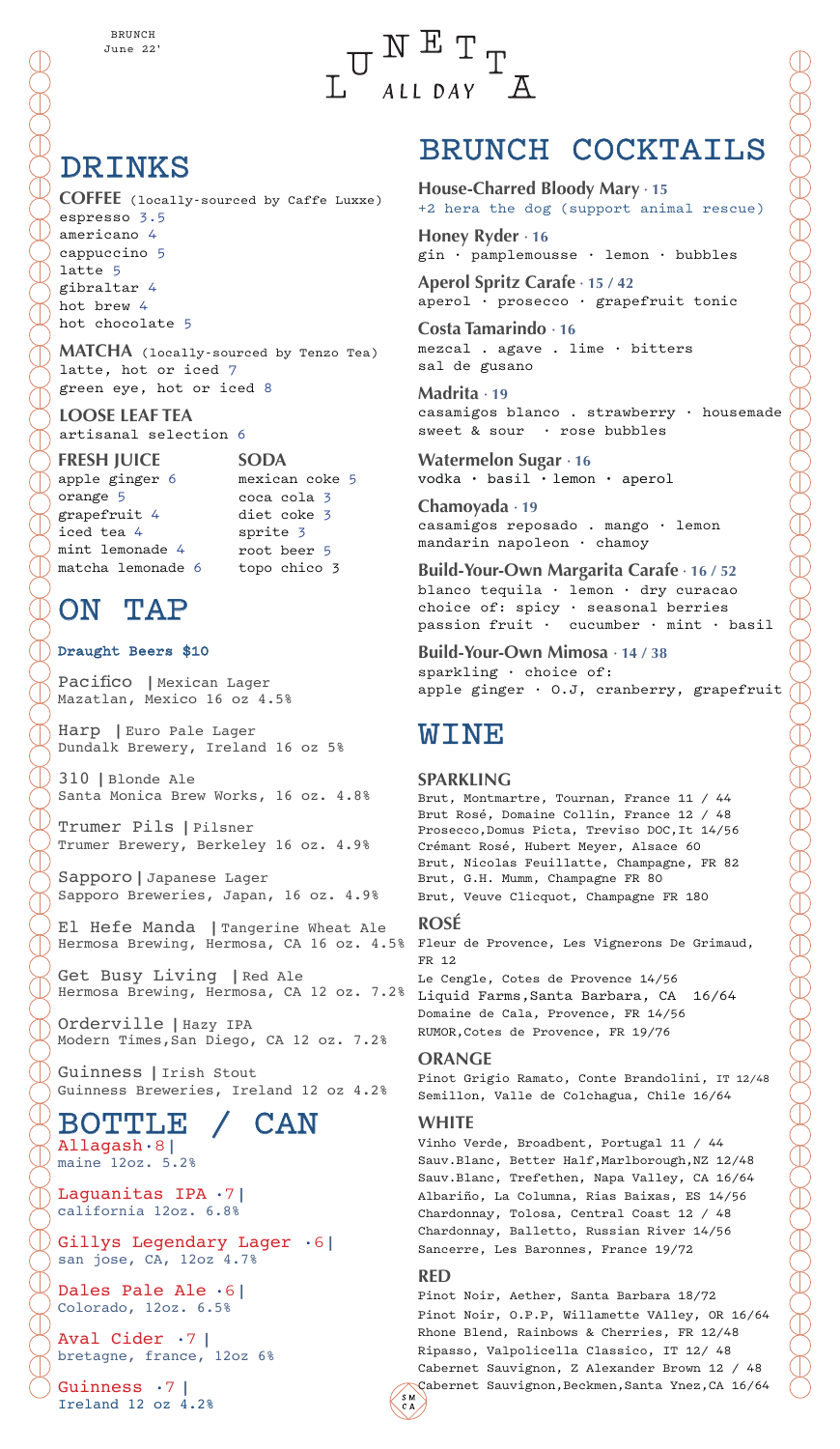BRUNCH
June 22'

# LUNETTA ALL DAY

## DRINKS

**COFFEE** (locally-sourced by Caffe Luxxe)
espresso 3.5
americano 4
cappuccino 5
latte 5
gibraltar 4
hot brew 4
hot chocolate 5

**MATCHA** (locally-sourced by Tenzo Tea)
latte, hot or iced 7
green eye, hot or iced 8

**LOOSE LEAF TEA**
artisanal selection 6

**FRESH JUICE**
apple ginger 6
orange 5
grapefruit 4
iced tea 4
mint lemonade 4
matcha lemonade 6

**SODA**
mexican coke 5
coca cola 3
diet coke 3
sprite 3
root beer 5
topo chico 3

## ON TAP

**Draught Beers $10**

Pacifico | Mexican Lager
Mazatlan, Mexico 16 oz 4.5%

Harp | Euro Pale Lager
Dundalk Brewery, Ireland 16 oz 5%

310 | Blonde Ale
Santa Monica Brew Works, 16 oz. 4.8%

Trumer Pils | Pilsner
Trumer Brewery, Berkeley 16 oz. 4.9%

Sapporo | Japanese Lager
Sapporo Breweries, Japan, 16 oz. 4.9%

El Hefe Manda | Tangerine Wheat Ale
Hermosa Brewing, Hermosa, CA 16 oz. 4.5%

Get Busy Living | Red Ale
Hermosa Brewing, Hermosa, CA 12 oz. 7.2%

Orderville | Hazy IPA
Modern Times, San Diego, CA 12 oz. 7.2%

Guinness | Irish Stout
Guinness Breweries, Ireland 12 oz 4.2%

## BOTTLE / CAN

Allagash · 8 |
maine 12oz. 5.2%

Laguanitas IPA · 7 |
california 12oz. 6.8%

Gillys Legendary Lager · 6 |
san jose, CA, 12oz 4.7%

Dales Pale Ale · 6 |
Colorado, 12oz. 6.5%

Aval Cider · 7 |
bretagne, france, 12oz 6%

Guinness · 7 |
Ireland 12 oz 4.2%

## BRUNCH COCKTAILS

**House-Charred Bloody Mary** · 15
+2 hera the dog (support animal rescue)

**Honey Ryder** · 16
gin · pamplemousse · lemon · bubbles

**Aperol Spritz Carafe** · 15 / 42
aperol · prosecco · grapefruit tonic

**Costa Tamarindo** · 16
mezcal . agave . lime · bitters
sal de gusano

**Madrita** · 19
casamigos blanco . strawberry · housemade sweet & sour · rose bubbles

**Watermelon Sugar** · 16
vodka · basil · lemon · aperol

**Chamoyada** · 19
casamigos reposado . mango · lemon
mandarin napoleon · chamoy

**Build-Your-Own Margarita Carafe** · 16 / 52
blanco tequila · lemon · dry curacao
choice of: spicy · seasonal berries
passion fruit · cucumber · mint · basil

**Build-Your-Own Mimosa** · 14 / 38
sparkling · choice of:
apple ginger · O.J, cranberry, grapefruit

## WINE

### SPARKLING

Brut, Montmartre, Tournan, France 11 / 44
Brut Rosé, Domaine Collin, France 12 / 48
Prosecco, Domus Picta, Treviso DOC, It 14/56
Crémant Rosé, Hubert Meyer, Alsace 60
Brut, Nicolas Feuillatte, Champagne, FR 82
Brut, G.H. Mumm, Champagne FR 80
Brut, Veuve Clicquot, Champagne FR 180

### ROSÉ

Fleur de Provence, Les Vignerons De Grimaud, FR 12
Le Cengle, Cotes de Provence 14/56
Liquid Farms, Santa Barbara, CA 16/64
Domaine de Cala, Provence, FR 14/56
RUMOR, Cotes de Provence, FR 19/76

### ORANGE

Pinot Grigio Ramato, Conte Brandolini, IT 12/48
Semillon, Valle de Colchagua, Chile 16/64

### WHITE

Vinho Verde, Broadbent, Portugal 11 / 44
Sauv.Blanc, Better Half, Marlborough, NZ 12/48
Sauv.Blanc, Trefethen, Napa Valley, CA 16/64
Albariño, La Columna, Rias Baixas, ES 14/56
Chardonnay, Tolosa, Central Coast 12 / 48
Chardonnay, Balletto, Russian River 14/56
Sancerre, Les Baronnes, France 19/72

### RED

Pinot Noir, Aether, Santa Barbara 18/72
Pinot Noir, O.P.P, Willamette VAlley, OR 16/64
Rhone Blend, Rainbows & Cherries, FR 12/48
Ripasso, Valpolicella Classico, IT 12/ 48
Cabernet Sauvignon, Z Alexander Brown 12 / 48
Cabernet Sauvignon, Beckmen, Santa Ynez, CA 16/64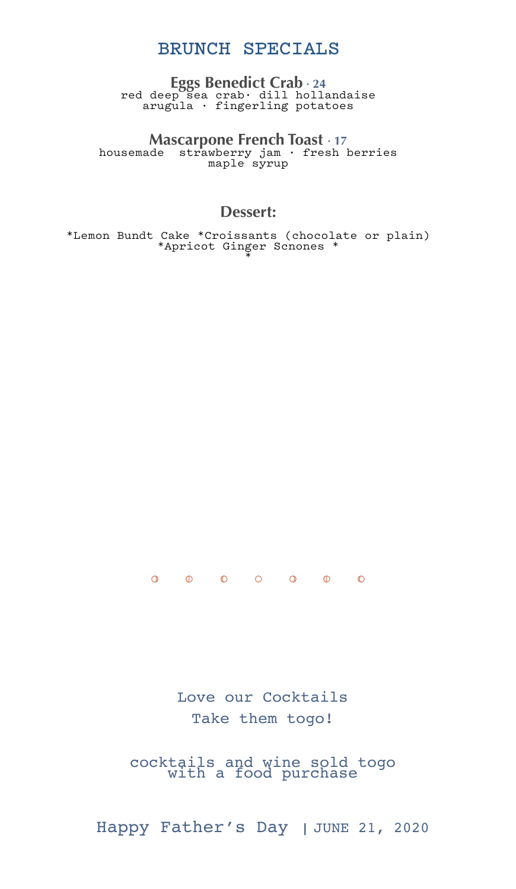# BRUNCH SPECIALS

**Eggs Benedict Crab** · 24
red deep sea crab· dill hollandaise
arugula · fingerling potatoes

**Mascarpone French Toast** · 17
housemade strawberry jam · fresh berries
maple syrup

**Dessert:**

*Lemon Bundt Cake *Croissants (chocolate or plain)
*Apricot Ginger Scnones *
*

◑ ◐ ◐ ○ ◑ ◐ ◐

Love our Cocktails
Take them togo!

cocktails and wine sold togo
with a food purchase

Happy Father's Day | JUNE 21, 2020